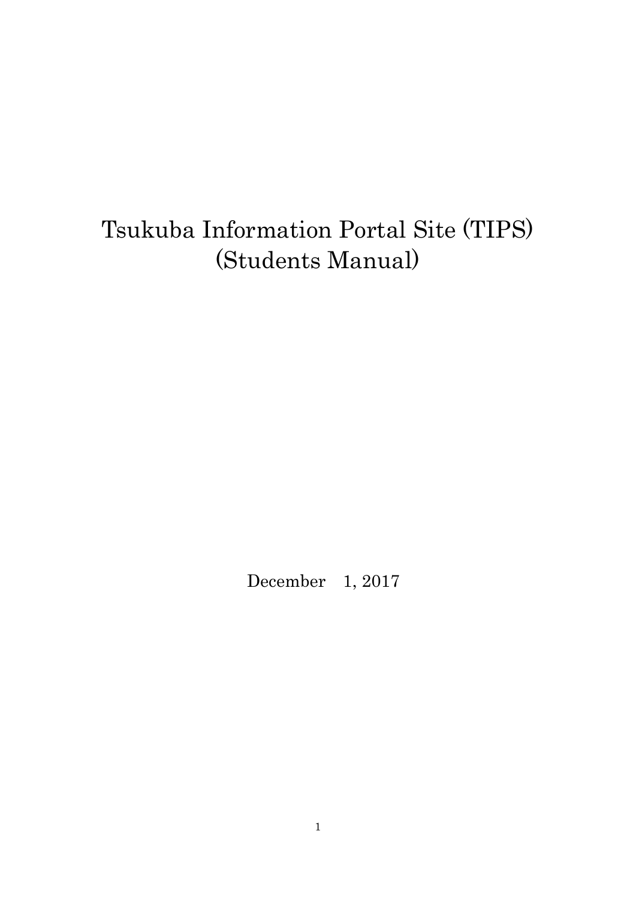# Tsukuba Information Portal Site (TIPS)
# (Students Manual)

December 1, 2017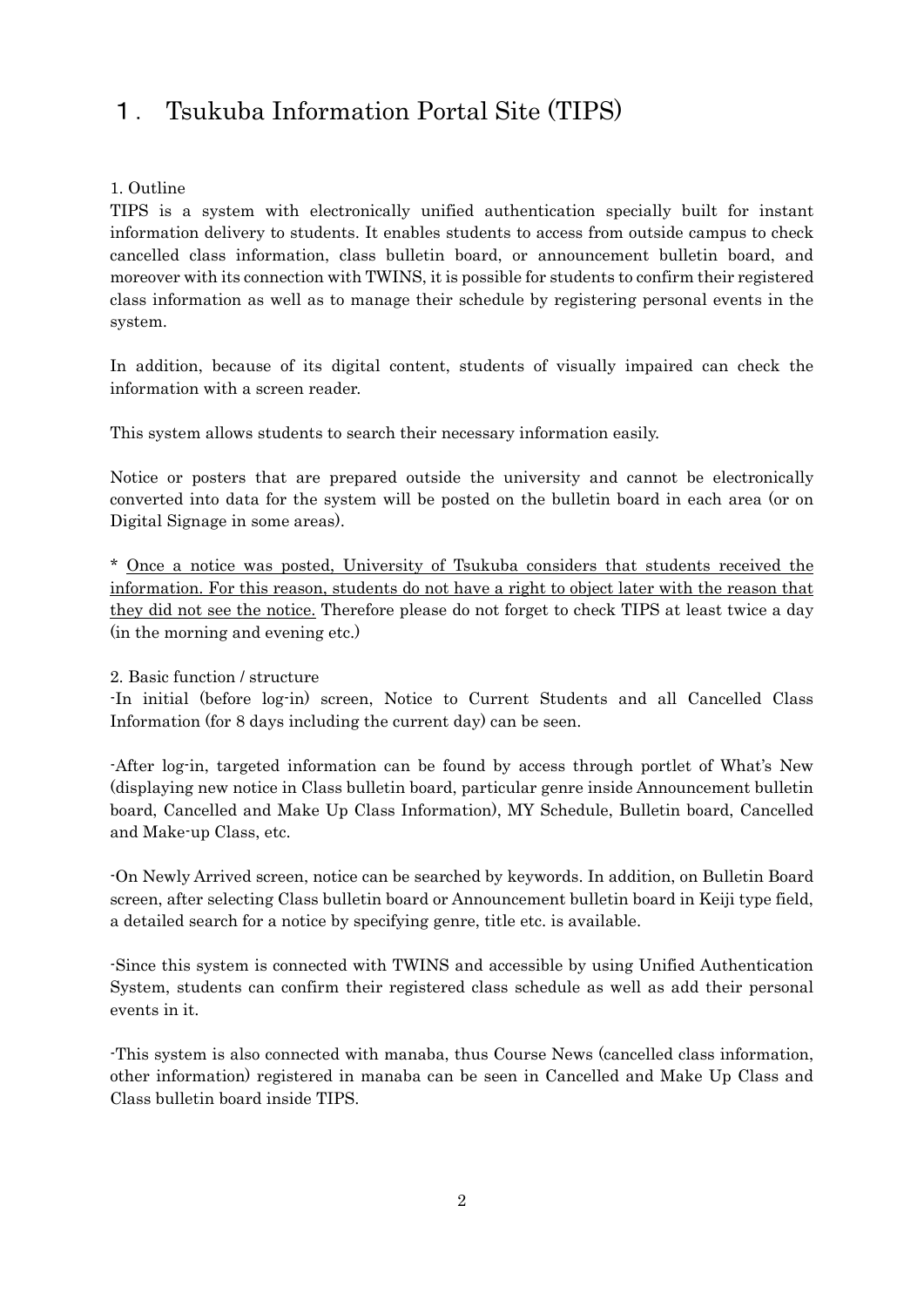# １. Tsukuba Information Portal Site (TIPS)

1. Outline

TIPS is a system with electronically unified authentication specially built for instant information delivery to students. It enables students to access from outside campus to check cancelled class information, class bulletin board, or announcement bulletin board, and moreover with its connection with TWINS, it is possible for students to confirm their registered class information as well as to manage their schedule by registering personal events in the system.

In addition, because of its digital content, students of visually impaired can check the information with a screen reader.

This system allows students to search their necessary information easily.

Notice or posters that are prepared outside the university and cannot be electronically converted into data for the system will be posted on the bulletin board in each area (or on Digital Signage in some areas).

* <u>Once a notice was posted, University of Tsukuba considers that students received the information. For this reason, students do not have a right to object later with the reason that they did not see the notice.</u> Therefore please do not forget to check TIPS at least twice a day (in the morning and evening etc.)

2. Basic function / structure

-In initial (before log-in) screen, Notice to Current Students and all Cancelled Class Information (for 8 days including the current day) can be seen.

-After log-in, targeted information can be found by access through portlet of What's New (displaying new notice in Class bulletin board, particular genre inside Announcement bulletin board, Cancelled and Make Up Class Information), MY Schedule, Bulletin board, Cancelled and Make-up Class, etc.

-On Newly Arrived screen, notice can be searched by keywords. In addition, on Bulletin Board screen, after selecting Class bulletin board or Announcement bulletin board in Keiji type field, a detailed search for a notice by specifying genre, title etc. is available.

-Since this system is connected with TWINS and accessible by using Unified Authentication System, students can confirm their registered class schedule as well as add their personal events in it.

-This system is also connected with manaba, thus Course News (cancelled class information, other information) registered in manaba can be seen in Cancelled and Make Up Class and Class bulletin board inside TIPS.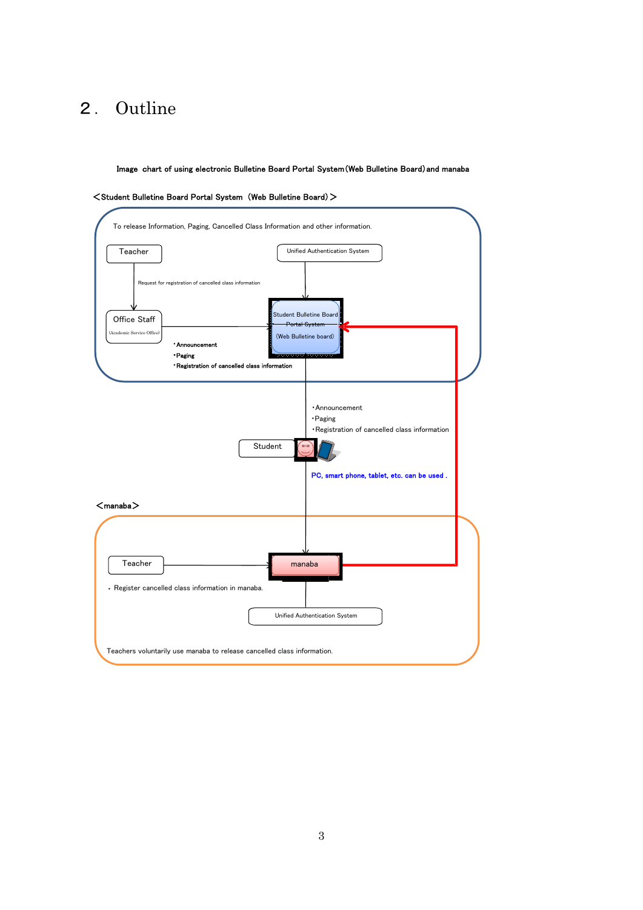## 2． Outline

**Image chart of using electronic Bulletine Board Portal System (Web Bulletine Board) and manaba**

**＜Student Bulletine Board Portal System（Web Bulletine Board）＞**

To release Information, Paging, Cancelled Class Information and other information.

Teacher

Unified Authentication System

Request for registration of cancelled class information

Office Staff
(Academic Service Office)

Student Bulletine Board Portal System
(Web Bulletine board)

・Announcement
・Paging
・Registration of cancelled class information

・Announcement
・Paging
・Registration of cancelled class information

Student

PC, smart phone, tablet, etc. can be used .

**＜manaba＞**

Teacher

manaba

・Register cancelled class information in manaba.

Unified Authentication System

Teachers voluntarily use manaba to release cancelled class information.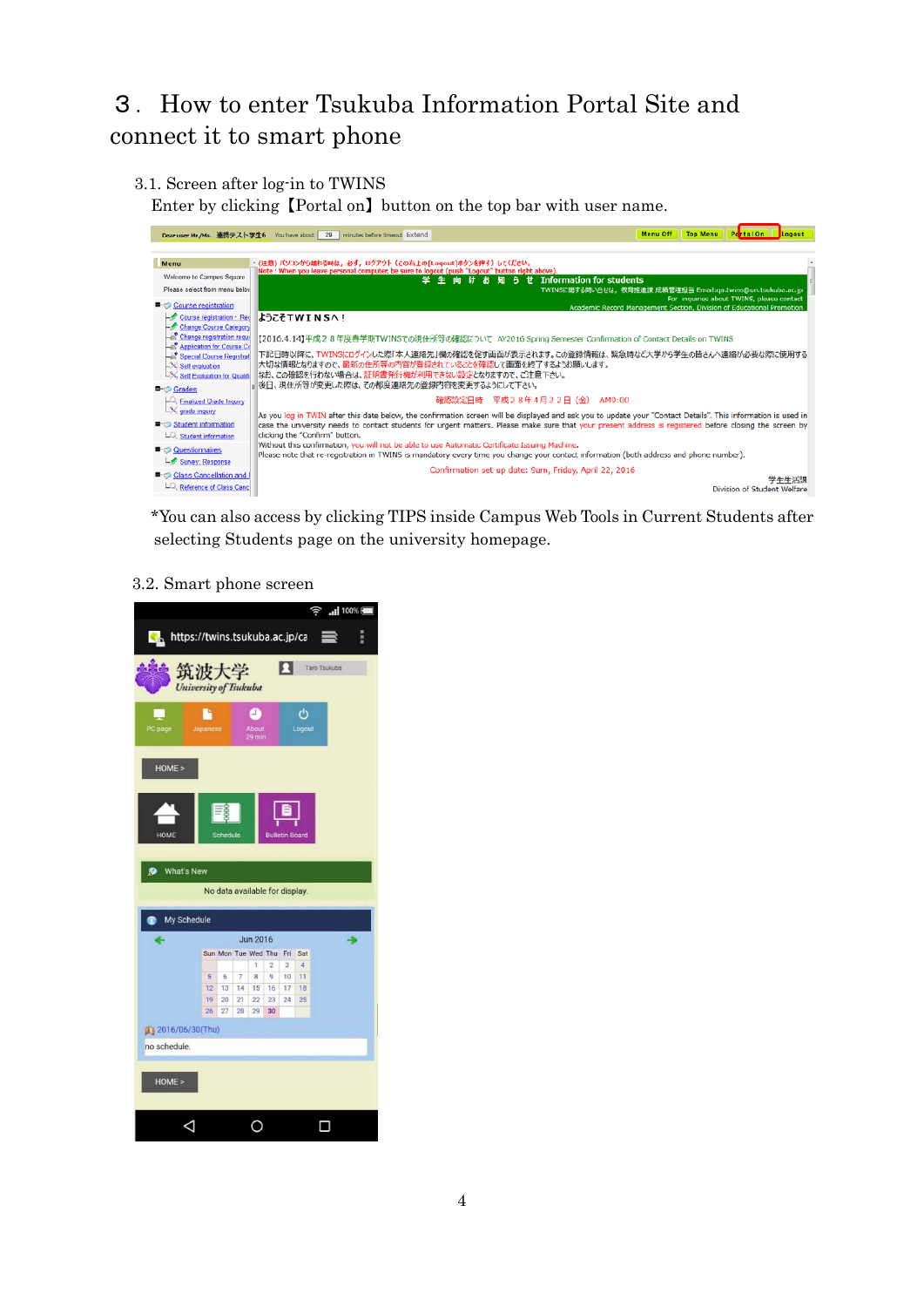# 3. How to enter Tsukuba Information Portal Site and connect it to smart phone

## 3.1. Screen after log-in to TWINS

Enter by clicking【Portal on】button on the top bar with user name.

*You can also access by clicking TIPS inside Campus Web Tools in Current Students after selecting Students page on the university homepage.

## 3.2. Smart phone screen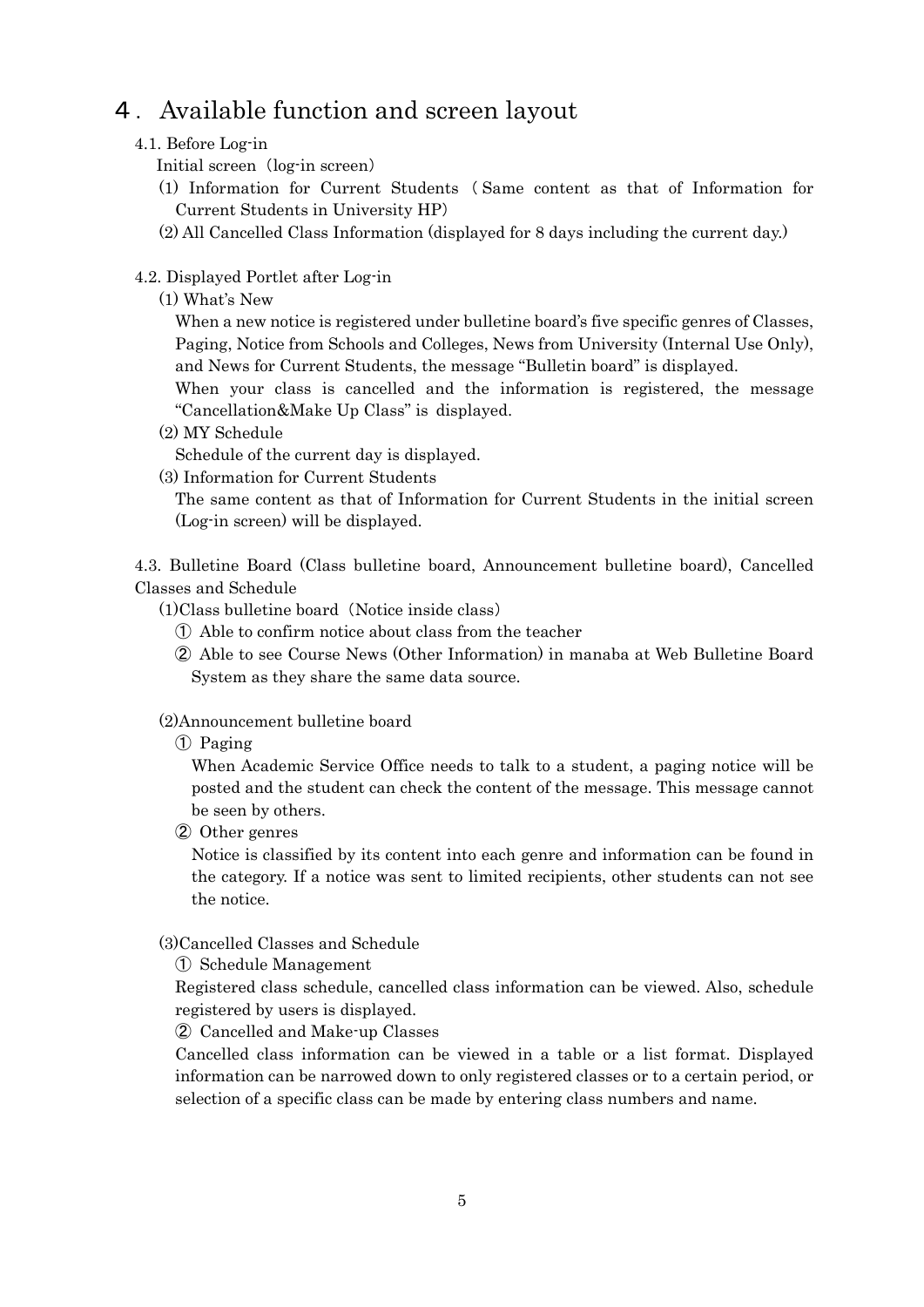# 4．Available function and screen layout

## 4.1. Before Log-in

Initial screen（log-in screen）

(1) Information for Current Students（Same content as that of Information for Current Students in University HP）

(2) All Cancelled Class Information (displayed for 8 days including the current day.)

## 4.2. Displayed Portlet after Log-in

(1) What's New

When a new notice is registered under bulletine board's five specific genres of Classes, Paging, Notice from Schools and Colleges, News from University (Internal Use Only), and News for Current Students, the message "Bulletin board" is displayed.

When your class is cancelled and the information is registered, the message "Cancellation&Make Up Class" is displayed.

(2) MY Schedule

Schedule of the current day is displayed.

(3) Information for Current Students

The same content as that of Information for Current Students in the initial screen (Log-in screen) will be displayed.

## 4.3. Bulletine Board (Class bulletine board, Announcement bulletine board), Cancelled Classes and Schedule

(1)Class bulletine board（Notice inside class）

① Able to confirm notice about class from the teacher

② Able to see Course News (Other Information) in manaba at Web Bulletine Board System as they share the same data source.

(2)Announcement bulletine board

① Paging

When Academic Service Office needs to talk to a student, a paging notice will be posted and the student can check the content of the message. This message cannot be seen by others.

② Other genres

Notice is classified by its content into each genre and information can be found in the category. If a notice was sent to limited recipients, other students can not see the notice.

(3)Cancelled Classes and Schedule

① Schedule Management

Registered class schedule, cancelled class information can be viewed. Also, schedule registered by users is displayed.

② Cancelled and Make-up Classes

Cancelled class information can be viewed in a table or a list format. Displayed information can be narrowed down to only registered classes or to a certain period, or selection of a specific class can be made by entering class numbers and name.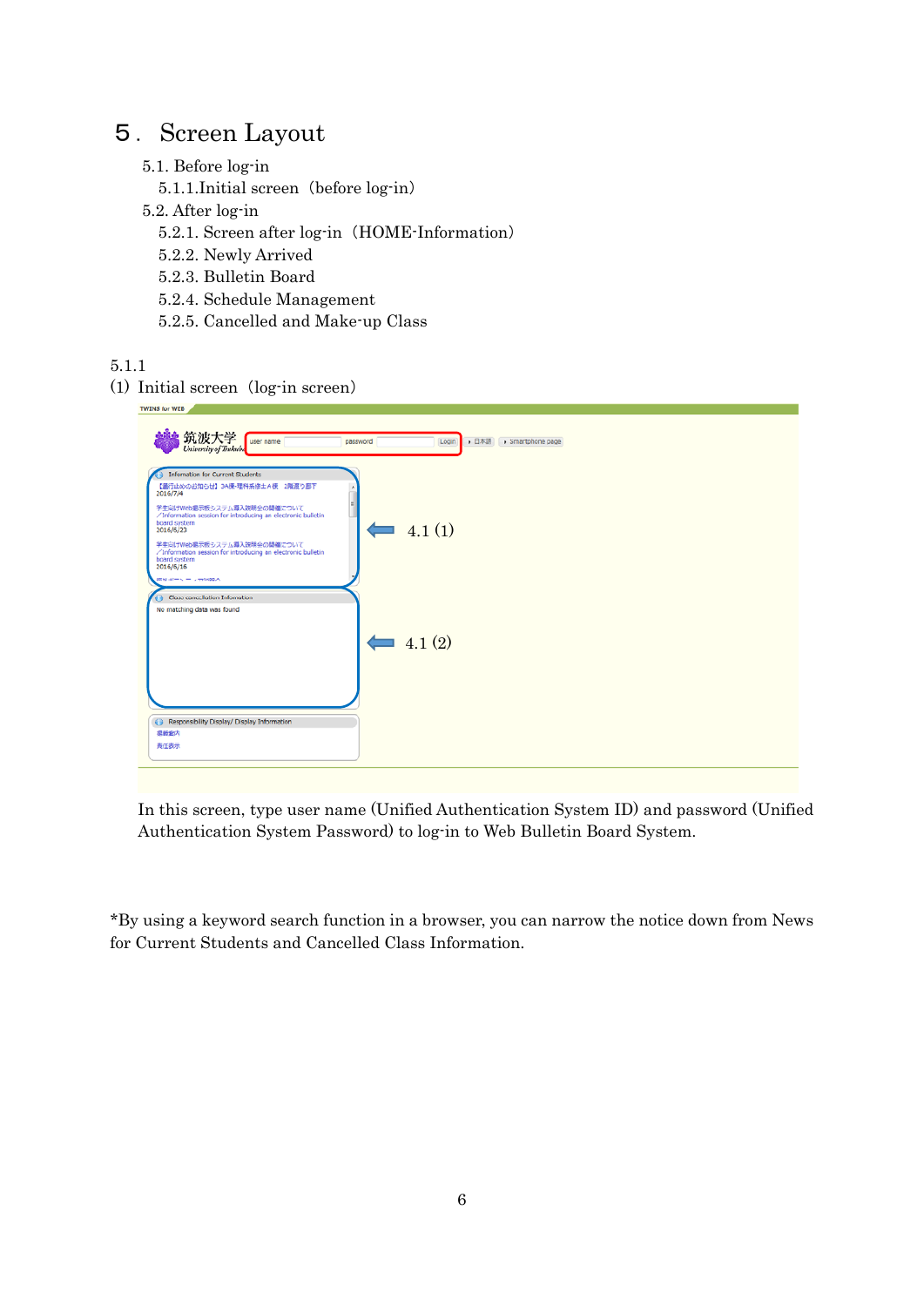# 5. Screen Layout

5.1. Before log-in
  5.1.1.Initial screen（before log-in）
5.2. After log-in
  5.2.1. Screen after log-in（HOME-Information）
  5.2.2. Newly Arrived
  5.2.3. Bulletin Board
  5.2.4. Schedule Management
  5.2.5. Cancelled and Make-up Class

5.1.1

(1) Initial screen（log-in screen）

In this screen, type user name (Unified Authentication System ID) and password (Unified Authentication System Password) to log-in to Web Bulletin Board System.

*By using a keyword search function in a browser, you can narrow the notice down from News for Current Students and Cancelled Class Information.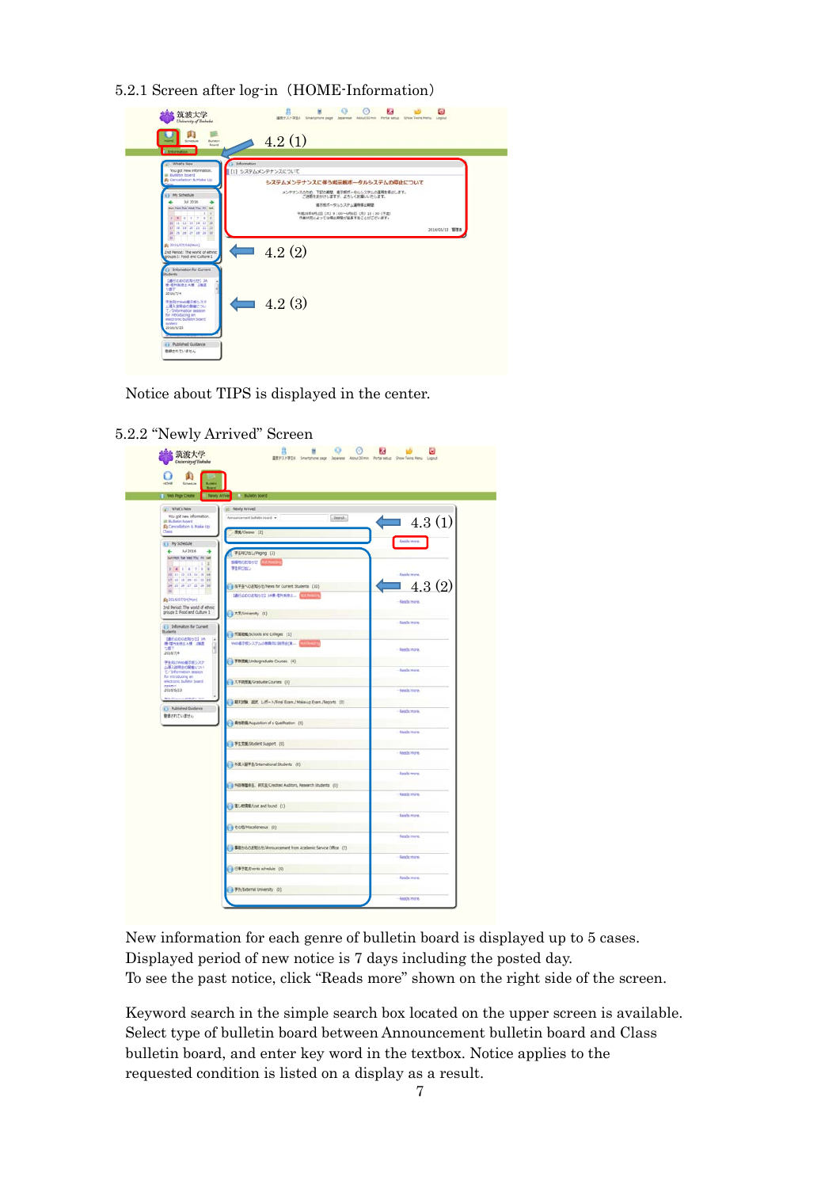5.2.1 Screen after log-in（HOME-Information）

4.2 (1)

4.2 (2)

4.2 (3)

Notice about TIPS is displayed in the center.

5.2.2 “Newly Arrived” Screen

4.3 (1)

4.3 (2)

New information for each genre of bulletin board is displayed up to 5 cases.
Displayed period of new notice is 7 days including the posted day.
To see the past notice, click “Reads more” shown on the right side of the screen.

Keyword search in the simple search box located on the upper screen is available.
Select type of bulletin board between Announcement bulletin board and Class bulletin board, and enter key word in the textbox. Notice applies to the requested condition is listed on a display as a result.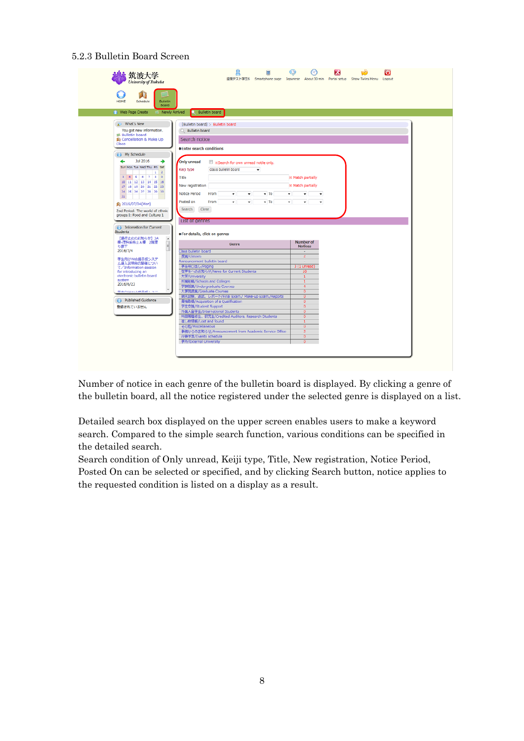5.2.3 Bulletin Board Screen

Number of notice in each genre of the bulletin board is displayed. By clicking a genre of the bulletin board, all the notice registered under the selected genre is displayed on a list.

Detailed search box displayed on the upper screen enables users to make a keyword search. Compared to the simple search function, various conditions can be specified in the detailed search.
Search condition of Only unread, Keiji type, Title, New registration, Notice Period, Posted On can be selected or specified, and by clicking Search button, notice applies to the requested condition is listed on a display as a result.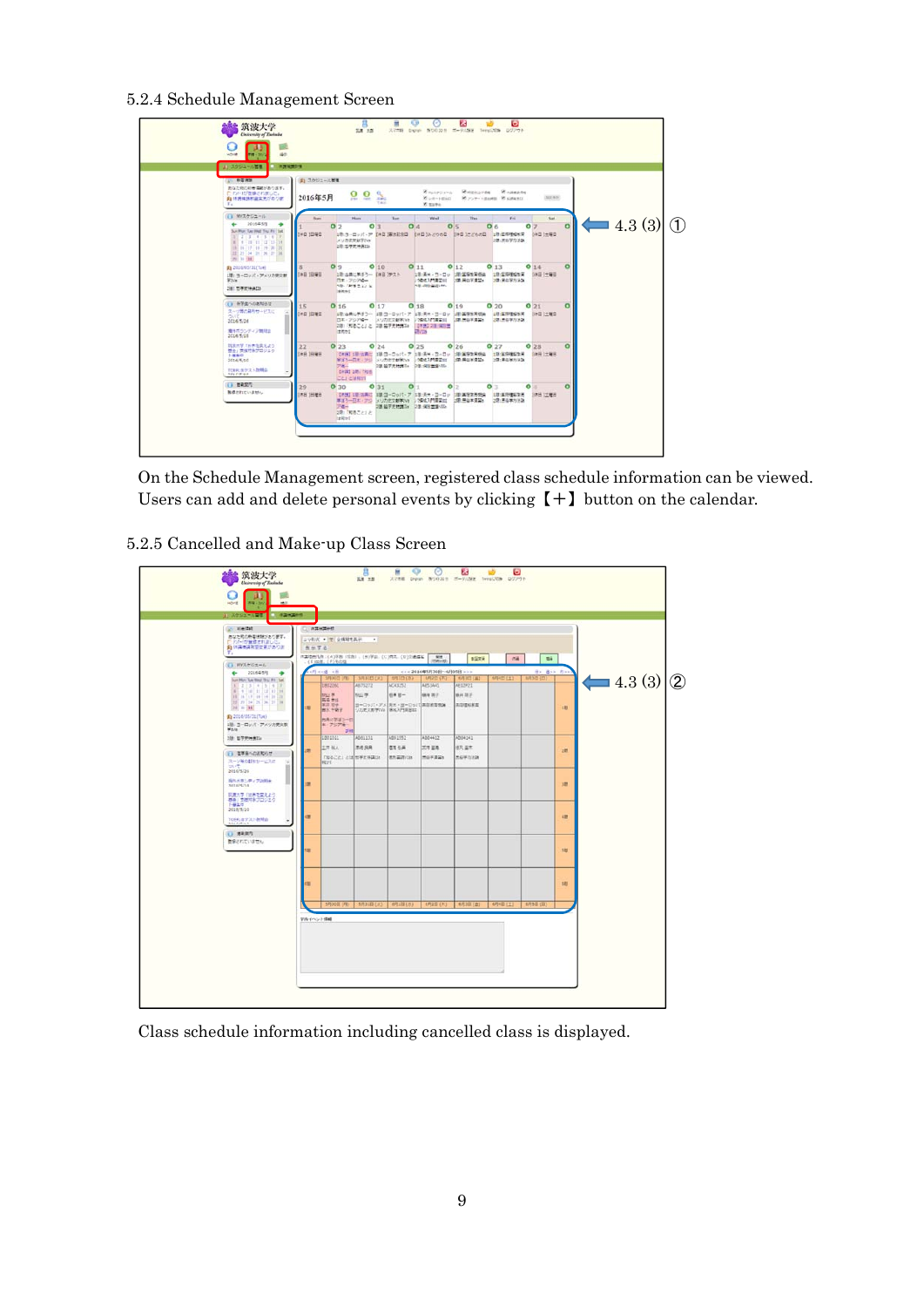### 5.2.4 Schedule Management Screen

4.3 (3) ①

On the Schedule Management screen, registered class schedule information can be viewed. Users can add and delete personal events by clicking【+】button on the calendar.

### 5.2.5 Cancelled and Make-up Class Screen

4.3 (3) ②

Class schedule information including cancelled class is displayed.